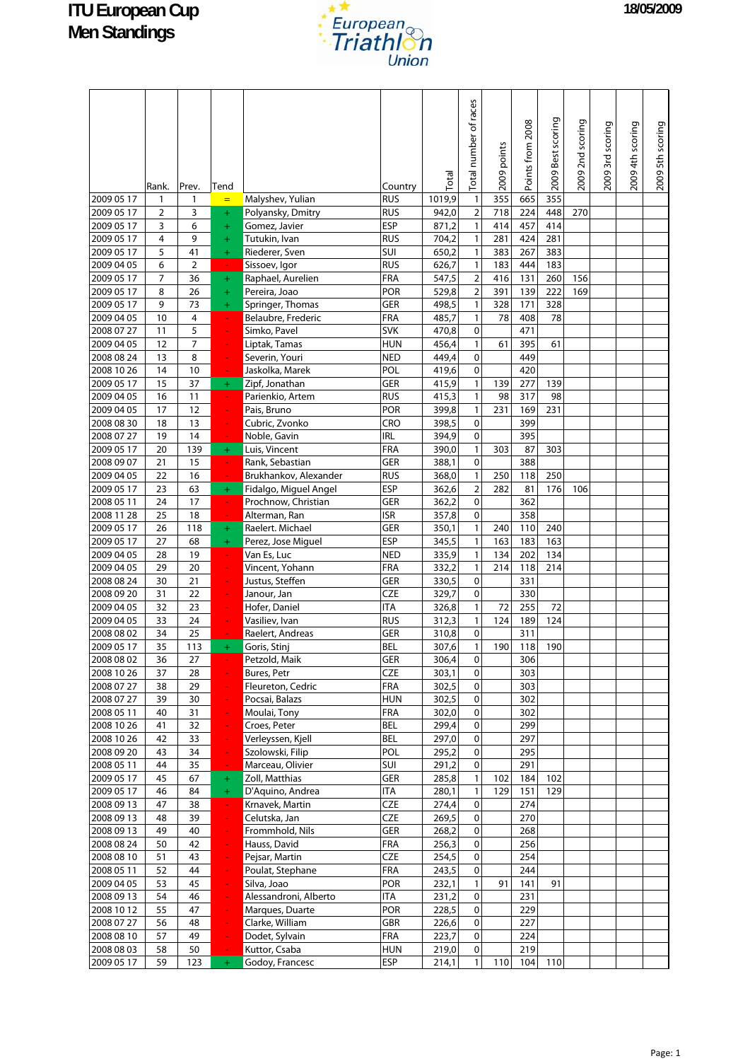# ITU European Cup
# Men Standings

18/05/2009

| | Rank. | Prev. | Tend | | Country | Total | Total number of races | 2009 points | Points from 2008 | 2009 Best scoring | 2009 2nd scoring | 2009 3rd scoring | 2009 4th scoring | 2009 5th scoring |
|---|---|---|---|---|---|---|---|---|---|---|---|---|---|---|
| 2009 05 17 | 1 | 1 | = | Malyshev, Yulian | RUS | 1019,9 | 1 | 355 | 665 | 355 | | | | |
| 2009 05 17 | 2 | 3 | + | Polyansky, Dmitry | RUS | 942,0 | 2 | 718 | 224 | 448 | 270 | | | |
| 2009 05 17 | 3 | 6 | + | Gomez, Javier | ESP | 871,2 | 1 | 414 | 457 | 414 | | | | |
| 2009 05 17 | 4 | 9 | + | Tutukin, Ivan | RUS | 704,2 | 1 | 281 | 424 | 281 | | | | |
| 2009 05 17 | 5 | 41 | + | Riederer, Sven | SUI | 650,2 | 1 | 383 | 267 | 383 | | | | |
| 2009 04 05 | 6 | 2 | - | Sissoev, Igor | RUS | 626,7 | 1 | 183 | 444 | 183 | | | | |
| 2009 05 17 | 7 | 36 | + | Raphael, Aurelien | FRA | 547,5 | 2 | 416 | 131 | 260 | 156 | | | |
| 2009 05 17 | 8 | 26 | + | Pereira, Joao | POR | 529,8 | 2 | 391 | 139 | 222 | 169 | | | |
| 2009 05 17 | 9 | 73 | + | Springer, Thomas | GER | 498,5 | 1 | 328 | 171 | 328 | | | | |
| 2009 04 05 | 10 | 4 | - | Belaubre, Frederic | FRA | 485,7 | 1 | 78 | 408 | 78 | | | | |
| 2008 07 27 | 11 | 5 | - | Simko, Pavel | SVK | 470,8 | 0 | | 471 | | | | | |
| 2009 04 05 | 12 | 7 | - | Liptak, Tamas | HUN | 456,4 | 1 | 61 | 395 | 61 | | | | |
| 2008 08 24 | 13 | 8 | - | Severin, Youri | NED | 449,4 | 0 | | 449 | | | | | |
| 2008 10 26 | 14 | 10 | - | Jaskolka, Marek | POL | 419,6 | 0 | | 420 | | | | | |
| 2009 05 17 | 15 | 37 | + | Zipf, Jonathan | GER | 415,9 | 1 | 139 | 277 | 139 | | | | |
| 2009 04 05 | 16 | 11 | - | Parienkio, Artem | RUS | 415,3 | 1 | 98 | 317 | 98 | | | | |
| 2009 04 05 | 17 | 12 | - | Pais, Bruno | POR | 399,8 | 1 | 231 | 169 | 231 | | | | |
| 2008 08 30 | 18 | 13 | - | Cubric, Zvonko | CRO | 398,5 | 0 | | 399 | | | | | |
| 2008 07 27 | 19 | 14 | - | Noble, Gavin | IRL | 394,9 | 0 | | 395 | | | | | |
| 2009 05 17 | 20 | 139 | + | Luis, Vincent | FRA | 390,0 | 1 | 303 | 87 | 303 | | | | |
| 2008 09 07 | 21 | 15 | - | Rank, Sebastian | GER | 388,1 | 0 | | 388 | | | | | |
| 2009 04 05 | 22 | 16 | - | Brukhankov, Alexander | RUS | 368,0 | 1 | 250 | 118 | 250 | | | | |
| 2009 05 17 | 23 | 63 | + | Fidalgo, Miguel Angel | ESP | 362,6 | 2 | 282 | 81 | 176 | 106 | | | |
| 2008 05 11 | 24 | 17 | - | Prochnow, Christian | GER | 362,2 | 0 | | 362 | | | | | |
| 2008 11 28 | 25 | 18 | - | Alterman, Ran | ISR | 357,8 | 0 | | 358 | | | | | |
| 2009 05 17 | 26 | 118 | + | Raelert. Michael | GER | 350,1 | 1 | 240 | 110 | 240 | | | | |
| 2009 05 17 | 27 | 68 | + | Perez, Jose Miguel | ESP | 345,5 | 1 | 163 | 183 | 163 | | | | |
| 2009 04 05 | 28 | 19 | - | Van Es, Luc | NED | 335,9 | 1 | 134 | 202 | 134 | | | | |
| 2009 04 05 | 29 | 20 | - | Vincent, Yohann | FRA | 332,2 | 1 | 214 | 118 | 214 | | | | |
| 2008 08 24 | 30 | 21 | - | Justus, Steffen | GER | 330,5 | 0 | | 331 | | | | | |
| 2008 09 20 | 31 | 22 | - | Janour, Jan | CZE | 329,7 | 0 | | 330 | | | | | |
| 2009 04 05 | 32 | 23 | - | Hofer, Daniel | ITA | 326,8 | 1 | 72 | 255 | 72 | | | | |
| 2009 04 05 | 33 | 24 | - | Vasiliev, Ivan | RUS | 312,3 | 1 | 124 | 189 | 124 | | | | |
| 2008 08 02 | 34 | 25 | - | Raelert, Andreas | GER | 310,8 | 0 | | 311 | | | | | |
| 2009 05 17 | 35 | 113 | + | Goris, Stinj | BEL | 307,6 | 1 | 190 | 118 | 190 | | | | |
| 2008 08 02 | 36 | 27 | - | Petzold, Maik | GER | 306,4 | 0 | | 306 | | | | | |
| 2008 10 26 | 37 | 28 | - | Bures, Petr | CZE | 303,1 | 0 | | 303 | | | | | |
| 2008 07 27 | 38 | 29 | - | Fleureton, Cedric | FRA | 302,5 | 0 | | 303 | | | | | |
| 2008 07 27 | 39 | 30 | - | Pocsai, Balazs | HUN | 302,5 | 0 | | 302 | | | | | |
| 2008 05 11 | 40 | 31 | - | Moulai, Tony | FRA | 302,0 | 0 | | 302 | | | | | |
| 2008 10 26 | 41 | 32 | - | Croes, Peter | BEL | 299,4 | 0 | | 299 | | | | | |
| 2008 10 26 | 42 | 33 | - | Verleyssen, Kjell | BEL | 297,0 | 0 | | 297 | | | | | |
| 2008 09 20 | 43 | 34 | - | Szolowski, Filip | POL | 295,2 | 0 | | 295 | | | | | |
| 2008 05 11 | 44 | 35 | - | Marceau, Olivier | SUI | 291,2 | 0 | | 291 | | | | | |
| 2009 05 17 | 45 | 67 | + | Zoll, Matthias | GER | 285,8 | 1 | 102 | 184 | 102 | | | | |
| 2009 05 17 | 46 | 84 | + | D'Aquino, Andrea | ITA | 280,1 | 1 | 129 | 151 | 129 | | | | |
| 2008 09 13 | 47 | 38 | - | Krnavek, Martin | CZE | 274,4 | 0 | | 274 | | | | | |
| 2008 09 13 | 48 | 39 | - | Celutska, Jan | CZE | 269,5 | 0 | | 270 | | | | | |
| 2008 09 13 | 49 | 40 | - | Frommhold, Nils | GER | 268,2 | 0 | | 268 | | | | | |
| 2008 08 24 | 50 | 42 | - | Hauss, David | FRA | 256,3 | 0 | | 256 | | | | | |
| 2008 08 10 | 51 | 43 | - | Pejsar, Martin | CZE | 254,5 | 0 | | 254 | | | | | |
| 2008 05 11 | 52 | 44 | - | Poulat, Stephane | FRA | 243,5 | 0 | | 244 | | | | | |
| 2009 04 05 | 53 | 45 | - | Silva, Joao | POR | 232,1 | 1 | 91 | 141 | 91 | | | | |
| 2008 09 13 | 54 | 46 | - | Alessandroni, Alberto | ITA | 231,2 | 0 | | 231 | | | | | |
| 2008 10 12 | 55 | 47 | - | Marques, Duarte | POR | 228,5 | 0 | | 229 | | | | | |
| 2008 07 27 | 56 | 48 | - | Clarke, William | GBR | 226,6 | 0 | | 227 | | | | | |
| 2008 08 10 | 57 | 49 | - | Dodet, Sylvain | FRA | 223,7 | 0 | | 224 | | | | | |
| 2008 08 03 | 58 | 50 | - | Kuttor, Csaba | HUN | 219,0 | 0 | | 219 | | | | | |
| 2009 05 17 | 59 | 123 | + | Godoy, Francesc | ESP | 214,1 | 1 | 110 | 104 | 110 | | | | |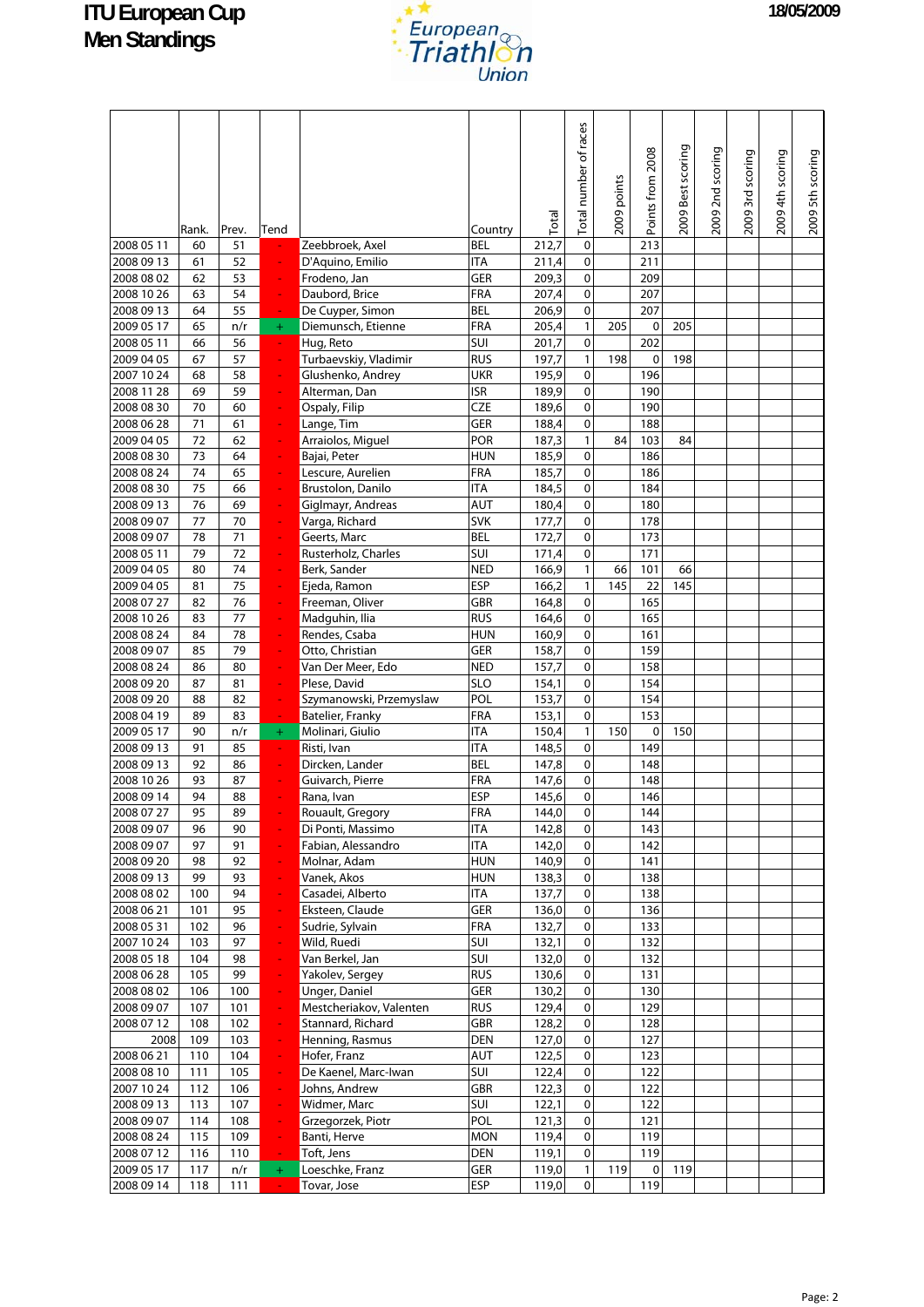# ITU European Cup Men Standings

18/05/2009

| | Rank. | Prev. | Tend | | Country | Total | Total number of races | 2009 points | Points from 2008 | 2009 Best scoring | 2009 2nd scoring | 2009 3rd scoring | 2009 4th scoring | 2009 5th scoring |
|---|---|---|---|---|---|---|---|---|---|---|---|---|---|---|
| 2008 05 11 | 60 | 51 | - | Zeebbroek, Axel | BEL | 212,7 | 0 | | 213 | | | | | |
| 2008 09 13 | 61 | 52 | - | D'Aquino, Emilio | ITA | 211,4 | 0 | | 211 | | | | | |
| 2008 08 02 | 62 | 53 | - | Frodeno, Jan | GER | 209,3 | 0 | | 209 | | | | | |
| 2008 10 26 | 63 | 54 | - | Daubord, Brice | FRA | 207,4 | 0 | | 207 | | | | | |
| 2008 09 13 | 64 | 55 | - | De Cuyper, Simon | BEL | 206,9 | 0 | | 207 | | | | | |
| 2009 05 17 | 65 | n/r | + | Diemunsch, Etienne | FRA | 205,4 | 1 | 205 | 0 | 205 | | | | |
| 2008 05 11 | 66 | 56 | - | Hug, Reto | SUI | 201,7 | 0 | | 202 | | | | | |
| 2009 04 05 | 67 | 57 | - | Turbaevskiy, Vladimir | RUS | 197,7 | 1 | 198 | 0 | 198 | | | | |
| 2007 10 24 | 68 | 58 | - | Glushenko, Andrey | UKR | 195,9 | 0 | | 196 | | | | | |
| 2008 11 28 | 69 | 59 | - | Alterman, Dan | ISR | 189,9 | 0 | | 190 | | | | | |
| 2008 08 30 | 70 | 60 | - | Ospaly, Filip | CZE | 189,6 | 0 | | 190 | | | | | |
| 2008 06 28 | 71 | 61 | - | Lange, Tim | GER | 188,4 | 0 | | 188 | | | | | |
| 2009 04 05 | 72 | 62 | - | Arraiolos, Miguel | POR | 187,3 | 1 | 84 | 103 | 84 | | | | |
| 2008 08 30 | 73 | 64 | - | Bajai, Peter | HUN | 185,9 | 0 | | 186 | | | | | |
| 2008 08 24 | 74 | 65 | - | Lescure, Aurelien | FRA | 185,7 | 0 | | 186 | | | | | |
| 2008 08 30 | 75 | 66 | - | Brustolon, Danilo | ITA | 184,5 | 0 | | 184 | | | | | |
| 2008 09 13 | 76 | 69 | - | Giglmayr, Andreas | AUT | 180,4 | 0 | | 180 | | | | | |
| 2008 09 07 | 77 | 70 | - | Varga, Richard | SVK | 177,7 | 0 | | 178 | | | | | |
| 2008 09 07 | 78 | 71 | - | Geerts, Marc | BEL | 172,7 | 0 | | 173 | | | | | |
| 2008 05 11 | 79 | 72 | - | Rusterholz, Charles | SUI | 171,4 | 0 | | 171 | | | | | |
| 2009 04 05 | 80 | 74 | - | Berk, Sander | NED | 166,9 | 1 | 66 | 101 | 66 | | | | |
| 2009 04 05 | 81 | 75 | - | Ejeda, Ramon | ESP | 166,2 | 1 | 145 | 22 | 145 | | | | |
| 2008 07 27 | 82 | 76 | - | Freeman, Oliver | GBR | 164,8 | 0 | | 165 | | | | | |
| 2008 10 26 | 83 | 77 | - | Madguhin, Ilia | RUS | 164,6 | 0 | | 165 | | | | | |
| 2008 08 24 | 84 | 78 | - | Rendes, Csaba | HUN | 160,9 | 0 | | 161 | | | | | |
| 2008 09 07 | 85 | 79 | - | Otto, Christian | GER | 158,7 | 0 | | 159 | | | | | |
| 2008 08 24 | 86 | 80 | - | Van Der Meer, Edo | NED | 157,7 | 0 | | 158 | | | | | |
| 2008 09 20 | 87 | 81 | - | Plese, David | SLO | 154,1 | 0 | | 154 | | | | | |
| 2008 09 20 | 88 | 82 | - | Szymanowski, Przemyslaw | POL | 153,7 | 0 | | 154 | | | | | |
| 2008 04 19 | 89 | 83 | - | Batelier, Franky | FRA | 153,1 | 0 | | 153 | | | | | |
| 2009 05 17 | 90 | n/r | + | Molinari, Giulio | ITA | 150,4 | 1 | 150 | 0 | 150 | | | | |
| 2008 09 13 | 91 | 85 | - | Risti, Ivan | ITA | 148,5 | 0 | | 149 | | | | | |
| 2008 09 13 | 92 | 86 | - | Dircken, Lander | BEL | 147,8 | 0 | | 148 | | | | | |
| 2008 10 26 | 93 | 87 | - | Guivarch, Pierre | FRA | 147,6 | 0 | | 148 | | | | | |
| 2008 09 14 | 94 | 88 | - | Rana, Ivan | ESP | 145,6 | 0 | | 146 | | | | | |
| 2008 07 27 | 95 | 89 | - | Rouault, Gregory | FRA | 144,0 | 0 | | 144 | | | | | |
| 2008 09 07 | 96 | 90 | - | Di Ponti, Massimo | ITA | 142,8 | 0 | | 143 | | | | | |
| 2008 09 07 | 97 | 91 | - | Fabian, Alessandro | ITA | 142,0 | 0 | | 142 | | | | | |
| 2008 09 20 | 98 | 92 | - | Molnar, Adam | HUN | 140,9 | 0 | | 141 | | | | | |
| 2008 09 13 | 99 | 93 | - | Vanek, Akos | HUN | 138,3 | 0 | | 138 | | | | | |
| 2008 08 02 | 100 | 94 | - | Casadei, Alberto | ITA | 137,7 | 0 | | 138 | | | | | |
| 2008 06 21 | 101 | 95 | - | Eksteen, Claude | GER | 136,0 | 0 | | 136 | | | | | |
| 2008 05 31 | 102 | 96 | - | Sudrie, Sylvain | FRA | 132,7 | 0 | | 133 | | | | | |
| 2007 10 24 | 103 | 97 | - | Wild, Ruedi | SUI | 132,1 | 0 | | 132 | | | | | |
| 2008 05 18 | 104 | 98 | - | Van Berkel, Jan | SUI | 132,0 | 0 | | 132 | | | | | |
| 2008 06 28 | 105 | 99 | - | Yakolev, Sergey | RUS | 130,6 | 0 | | 131 | | | | | |
| 2008 08 02 | 106 | 100 | - | Unger, Daniel | GER | 130,2 | 0 | | 130 | | | | | |
| 2008 09 07 | 107 | 101 | - | Mestcheriakov, Valenten | RUS | 129,4 | 0 | | 129 | | | | | |
| 2008 07 12 | 108 | 102 | - | Stannard, Richard | GBR | 128,2 | 0 | | 128 | | | | | |
| 2008 | 109 | 103 | - | Henning, Rasmus | DEN | 127,0 | 0 | | 127 | | | | | |
| 2008 06 21 | 110 | 104 | - | Hofer, Franz | AUT | 122,5 | 0 | | 123 | | | | | |
| 2008 08 10 | 111 | 105 | - | De Kaenel, Marc-Iwan | SUI | 122,4 | 0 | | 122 | | | | | |
| 2007 10 24 | 112 | 106 | - | Johns, Andrew | GBR | 122,3 | 0 | | 122 | | | | | |
| 2008 09 13 | 113 | 107 | - | Widmer, Marc | SUI | 122,1 | 0 | | 122 | | | | | |
| 2008 09 07 | 114 | 108 | - | Grzegorzek, Piotr | POL | 121,3 | 0 | | 121 | | | | | |
| 2008 08 24 | 115 | 109 | - | Banti, Herve | MON | 119,4 | 0 | | 119 | | | | | |
| 2008 07 12 | 116 | 110 | - | Toft, Jens | DEN | 119,1 | 0 | | 119 | | | | | |
| 2009 05 17 | 117 | n/r | + | Loeschke, Franz | GER | 119,0 | 1 | 119 | 0 | 119 | | | | |
| 2008 09 14 | 118 | 111 | - | Tovar, Jose | ESP | 119,0 | 0 | | 119 | | | | | |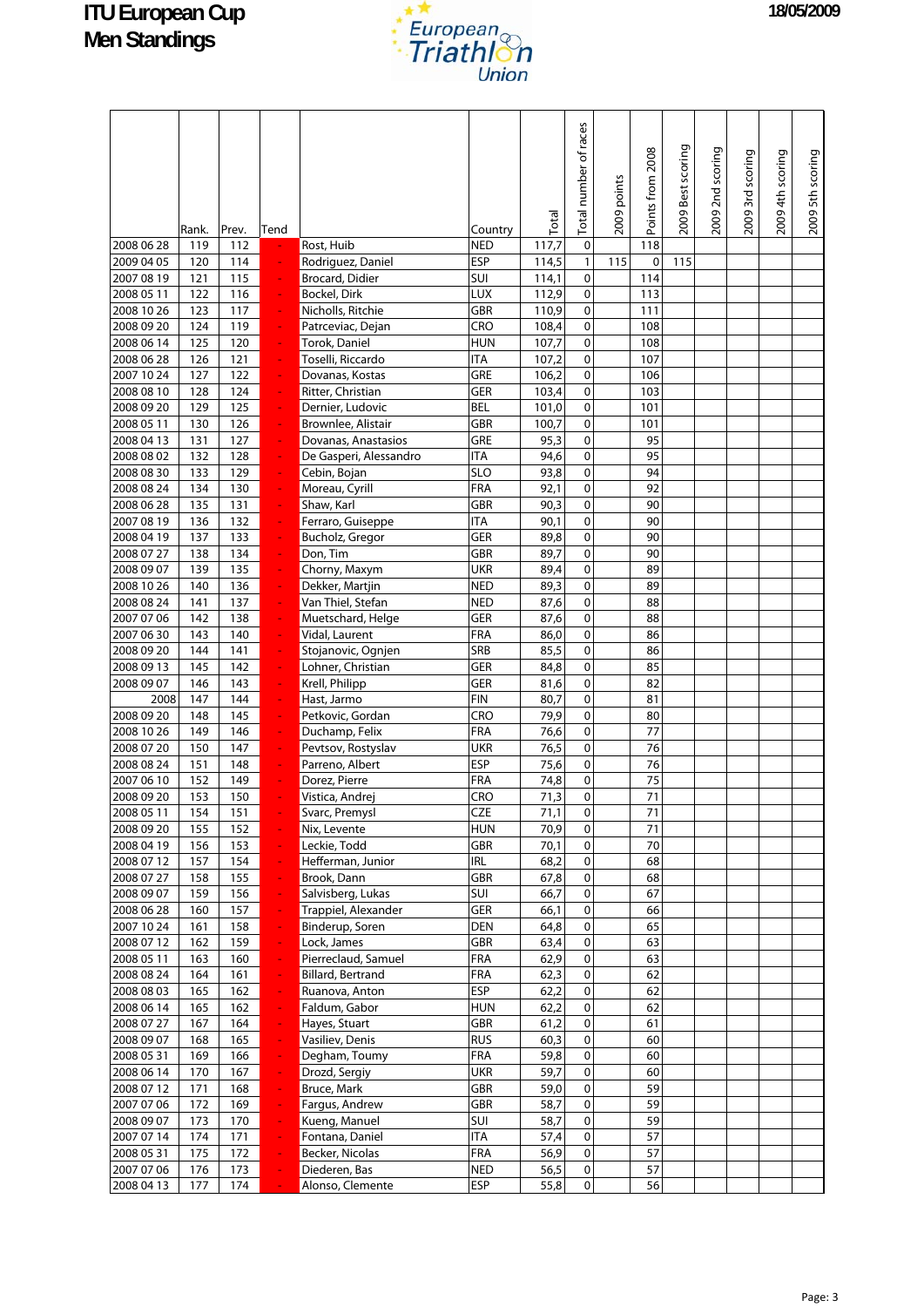# ITU European Cup
# Men Standings

18/05/2009

| | Rank. | Prev. | Tend | | Country | Total | Total number of races | 2009 points | Points from 2008 | 2009 Best scoring | 2009 2nd scoring | 2009 3rd scoring | 2009 4th scoring | 2009 5th scoring |
|---|---|---|---|---|---|---|---|---|---|---|---|---|---|---|
| 2008 06 28 | 119 | 112 | - | Rost, Huib | NED | 117,7 | 0 | | 118 | | | | | |
| 2009 04 05 | 120 | 114 | - | Rodriguez, Daniel | ESP | 114,5 | 1 | 115 | 0 | 115 | | | | |
| 2007 08 19 | 121 | 115 | - | Brocard, Didier | SUI | 114,1 | 0 | | 114 | | | | | |
| 2008 05 11 | 122 | 116 | - | Bockel, Dirk | LUX | 112,9 | 0 | | 113 | | | | | |
| 2008 10 26 | 123 | 117 | - | Nicholls, Ritchie | GBR | 110,9 | 0 | | 111 | | | | | |
| 2008 09 20 | 124 | 119 | - | Patrceviac, Dejan | CRO | 108,4 | 0 | | 108 | | | | | |
| 2008 06 14 | 125 | 120 | - | Torok, Daniel | HUN | 107,7 | 0 | | 108 | | | | | |
| 2008 06 28 | 126 | 121 | - | Toselli, Riccardo | ITA | 107,2 | 0 | | 107 | | | | | |
| 2007 10 24 | 127 | 122 | - | Dovanas, Kostas | GRE | 106,2 | 0 | | 106 | | | | | |
| 2008 08 10 | 128 | 124 | - | Ritter, Christian | GER | 103,4 | 0 | | 103 | | | | | |
| 2008 09 20 | 129 | 125 | - | Dernier, Ludovic | BEL | 101,0 | 0 | | 101 | | | | | |
| 2008 05 11 | 130 | 126 | - | Brownlee, Alistair | GBR | 100,7 | 0 | | 101 | | | | | |
| 2008 04 13 | 131 | 127 | - | Dovanas, Anastasios | GRE | 95,3 | 0 | | 95 | | | | | |
| 2008 08 02 | 132 | 128 | - | De Gasperi, Alessandro | ITA | 94,6 | 0 | | 95 | | | | | |
| 2008 08 30 | 133 | 129 | - | Cebin, Bojan | SLO | 93,8 | 0 | | 94 | | | | | |
| 2008 08 24 | 134 | 130 | - | Moreau, Cyrill | FRA | 92,1 | 0 | | 92 | | | | | |
| 2008 06 28 | 135 | 131 | - | Shaw, Karl | GBR | 90,3 | 0 | | 90 | | | | | |
| 2007 08 19 | 136 | 132 | - | Ferraro, Guiseppe | ITA | 90,1 | 0 | | 90 | | | | | |
| 2008 04 19 | 137 | 133 | - | Bucholz, Gregor | GER | 89,8 | 0 | | 90 | | | | | |
| 2008 07 27 | 138 | 134 | - | Don, Tim | GBR | 89,7 | 0 | | 90 | | | | | |
| 2008 09 07 | 139 | 135 | - | Chorny, Maxym | UKR | 89,4 | 0 | | 89 | | | | | |
| 2008 10 26 | 140 | 136 | - | Dekker, Martjin | NED | 89,3 | 0 | | 89 | | | | | |
| 2008 08 24 | 141 | 137 | - | Van Thiel, Stefan | NED | 87,6 | 0 | | 88 | | | | | |
| 2007 07 06 | 142 | 138 | - | Muetschard, Helge | GER | 87,6 | 0 | | 88 | | | | | |
| 2007 06 30 | 143 | 140 | - | Vidal, Laurent | FRA | 86,0 | 0 | | 86 | | | | | |
| 2008 09 20 | 144 | 141 | - | Stojanovic, Ognjen | SRB | 85,5 | 0 | | 86 | | | | | |
| 2008 09 13 | 145 | 142 | - | Lohner, Christian | GER | 84,8 | 0 | | 85 | | | | | |
| 2008 09 07 | 146 | 143 | - | Krell, Philipp | GER | 81,6 | 0 | | 82 | | | | | |
| 2008 | 147 | 144 | - | Hast, Jarmo | FIN | 80,7 | 0 | | 81 | | | | | |
| 2008 09 20 | 148 | 145 | - | Petkovic, Gordan | CRO | 79,9 | 0 | | 80 | | | | | |
| 2008 10 26 | 149 | 146 | - | Duchamp, Felix | FRA | 76,6 | 0 | | 77 | | | | | |
| 2008 07 20 | 150 | 147 | - | Pevtsov, Rostyslav | UKR | 76,5 | 0 | | 76 | | | | | |
| 2008 08 24 | 151 | 148 | - | Parreno, Albert | ESP | 75,6 | 0 | | 76 | | | | | |
| 2007 06 10 | 152 | 149 | - | Dorez, Pierre | FRA | 74,8 | 0 | | 75 | | | | | |
| 2008 09 20 | 153 | 150 | - | Vistica, Andrej | CRO | 71,3 | 0 | | 71 | | | | | |
| 2008 05 11 | 154 | 151 | - | Svarc, Premysl | CZE | 71,1 | 0 | | 71 | | | | | |
| 2008 09 20 | 155 | 152 | - | Nix, Levente | HUN | 70,9 | 0 | | 71 | | | | | |
| 2008 04 19 | 156 | 153 | - | Leckie, Todd | GBR | 70,1 | 0 | | 70 | | | | | |
| 2008 07 12 | 157 | 154 | - | Hefferman, Junior | IRL | 68,2 | 0 | | 68 | | | | | |
| 2008 07 27 | 158 | 155 | - | Brook, Dann | GBR | 67,8 | 0 | | 68 | | | | | |
| 2008 09 07 | 159 | 156 | - | Salvisberg, Lukas | SUI | 66,7 | 0 | | 67 | | | | | |
| 2008 06 28 | 160 | 157 | - | Trappiel, Alexander | GER | 66,1 | 0 | | 66 | | | | | |
| 2007 10 24 | 161 | 158 | - | Binderup, Soren | DEN | 64,8 | 0 | | 65 | | | | | |
| 2008 07 12 | 162 | 159 | - | Lock, James | GBR | 63,4 | 0 | | 63 | | | | | |
| 2008 05 11 | 163 | 160 | - | Pierreclaud, Samuel | FRA | 62,9 | 0 | | 63 | | | | | |
| 2008 08 24 | 164 | 161 | - | Billard, Bertrand | FRA | 62,3 | 0 | | 62 | | | | | |
| 2008 08 03 | 165 | 162 | - | Ruanova, Anton | ESP | 62,2 | 0 | | 62 | | | | | |
| 2008 06 14 | 165 | 162 | - | Faldum, Gabor | HUN | 62,2 | 0 | | 62 | | | | | |
| 2008 07 27 | 167 | 164 | - | Hayes, Stuart | GBR | 61,2 | 0 | | 61 | | | | | |
| 2008 09 07 | 168 | 165 | - | Vasiliev, Denis | RUS | 60,3 | 0 | | 60 | | | | | |
| 2008 05 31 | 169 | 166 | - | Degham, Toumy | FRA | 59,8 | 0 | | 60 | | | | | |
| 2008 06 14 | 170 | 167 | - | Drozd, Sergiy | UKR | 59,7 | 0 | | 60 | | | | | |
| 2008 07 12 | 171 | 168 | - | Bruce, Mark | GBR | 59,0 | 0 | | 59 | | | | | |
| 2007 07 06 | 172 | 169 | - | Fargus, Andrew | GBR | 58,7 | 0 | | 59 | | | | | |
| 2008 09 07 | 173 | 170 | - | Kueng, Manuel | SUI | 58,7 | 0 | | 59 | | | | | |
| 2007 07 14 | 174 | 171 | - | Fontana, Daniel | ITA | 57,4 | 0 | | 57 | | | | | |
| 2008 05 31 | 175 | 172 | - | Becker, Nicolas | FRA | 56,9 | 0 | | 57 | | | | | |
| 2007 07 06 | 176 | 173 | - | Diederen, Bas | NED | 56,5 | 0 | | 57 | | | | | |
| 2008 04 13 | 177 | 174 | - | Alonso, Clemente | ESP | 55,8 | 0 | | 56 | | | | | |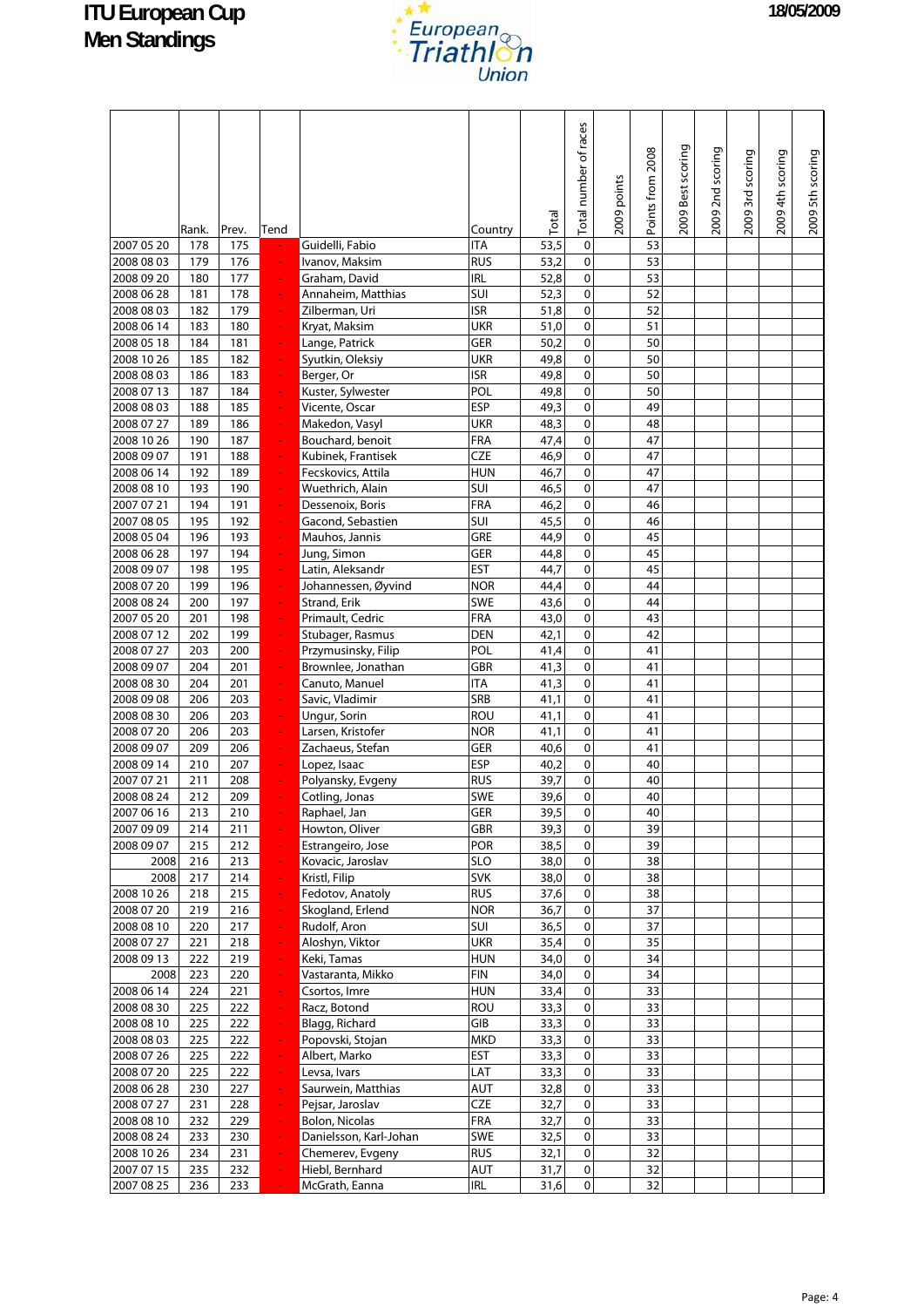# ITU European Cup
# Men Standings

18/05/2009

| | Rank. | Prev. | Tend | | Country | Total | Total number of races | 2009 points | Points from 2008 | 2009 Best scoring | 2009 2nd scoring | 2009 3rd scoring | 2009 4th scoring | 2009 5th scoring |
|---|---|---|---|---|---|---|---|---|---|---|---|---|---|---|
| 2007 05 20 | 178 | 175 | - | Guidelli, Fabio | ITA | 53,5 | 0 | | 53 | | | | | |
| 2008 08 03 | 179 | 176 | - | Ivanov, Maksim | RUS | 53,2 | 0 | | 53 | | | | | |
| 2008 09 20 | 180 | 177 | - | Graham, David | IRL | 52,8 | 0 | | 53 | | | | | |
| 2008 06 28 | 181 | 178 | - | Annaheim, Matthias | SUI | 52,3 | 0 | | 52 | | | | | |
| 2008 08 03 | 182 | 179 | - | Zilberman, Uri | ISR | 51,8 | 0 | | 52 | | | | | |
| 2008 06 14 | 183 | 180 | - | Kryat, Maksim | UKR | 51,0 | 0 | | 51 | | | | | |
| 2008 05 18 | 184 | 181 | - | Lange, Patrick | GER | 50,2 | 0 | | 50 | | | | | |
| 2008 10 26 | 185 | 182 | - | Syutkin, Oleksiy | UKR | 49,8 | 0 | | 50 | | | | | |
| 2008 08 03 | 186 | 183 | - | Berger, Or | ISR | 49,8 | 0 | | 50 | | | | | |
| 2008 07 13 | 187 | 184 | - | Kuster, Sylwester | POL | 49,8 | 0 | | 50 | | | | | |
| 2008 08 03 | 188 | 185 | - | Vicente, Oscar | ESP | 49,3 | 0 | | 49 | | | | | |
| 2008 07 27 | 189 | 186 | - | Makedon, Vasyl | UKR | 48,3 | 0 | | 48 | | | | | |
| 2008 10 26 | 190 | 187 | - | Bouchard, benoit | FRA | 47,4 | 0 | | 47 | | | | | |
| 2008 09 07 | 191 | 188 | - | Kubinek, Frantisek | CZE | 46,9 | 0 | | 47 | | | | | |
| 2008 06 14 | 192 | 189 | - | Fecskovics, Attila | HUN | 46,7 | 0 | | 47 | | | | | |
| 2008 08 10 | 193 | 190 | - | Wuethrich, Alain | SUI | 46,5 | 0 | | 47 | | | | | |
| 2007 07 21 | 194 | 191 | - | Dessenoix, Boris | FRA | 46,2 | 0 | | 46 | | | | | |
| 2007 08 05 | 195 | 192 | - | Gacond, Sebastien | SUI | 45,5 | 0 | | 46 | | | | | |
| 2008 05 04 | 196 | 193 | - | Mauhos, Jannis | GRE | 44,9 | 0 | | 45 | | | | | |
| 2008 06 28 | 197 | 194 | - | Jung, Simon | GER | 44,8 | 0 | | 45 | | | | | |
| 2008 09 07 | 198 | 195 | - | Latin, Aleksandr | EST | 44,7 | 0 | | 45 | | | | | |
| 2008 07 20 | 199 | 196 | - | Johannessen, Øyvind | NOR | 44,4 | 0 | | 44 | | | | | |
| 2008 08 24 | 200 | 197 | - | Strand, Erik | SWE | 43,6 | 0 | | 44 | | | | | |
| 2007 05 20 | 201 | 198 | - | Primault, Cedric | FRA | 43,0 | 0 | | 43 | | | | | |
| 2008 07 12 | 202 | 199 | - | Stubager, Rasmus | DEN | 42,1 | 0 | | 42 | | | | | |
| 2008 07 27 | 203 | 200 | - | Przymusinsky, Filip | POL | 41,4 | 0 | | 41 | | | | | |
| 2008 09 07 | 204 | 201 | - | Brownlee, Jonathan | GBR | 41,3 | 0 | | 41 | | | | | |
| 2008 08 30 | 204 | 201 | - | Canuto, Manuel | ITA | 41,3 | 0 | | 41 | | | | | |
| 2008 09 08 | 206 | 203 | - | Savic, Vladimir | SRB | 41,1 | 0 | | 41 | | | | | |
| 2008 08 30 | 206 | 203 | - | Ungur, Sorin | ROU | 41,1 | 0 | | 41 | | | | | |
| 2008 07 20 | 206 | 203 | - | Larsen, Kristofer | NOR | 41,1 | 0 | | 41 | | | | | |
| 2008 09 07 | 209 | 206 | - | Zachaeus, Stefan | GER | 40,6 | 0 | | 41 | | | | | |
| 2008 09 14 | 210 | 207 | - | Lopez, Isaac | ESP | 40,2 | 0 | | 40 | | | | | |
| 2007 07 21 | 211 | 208 | - | Polyansky, Evgeny | RUS | 39,7 | 0 | | 40 | | | | | |
| 2008 08 24 | 212 | 209 | - | Cotling, Jonas | SWE | 39,6 | 0 | | 40 | | | | | |
| 2007 06 16 | 213 | 210 | - | Raphael, Jan | GER | 39,5 | 0 | | 40 | | | | | |
| 2007 09 09 | 214 | 211 | - | Howton, Oliver | GBR | 39,3 | 0 | | 39 | | | | | |
| 2008 09 07 | 215 | 212 | - | Estrangeiro, Jose | POR | 38,5 | 0 | | 39 | | | | | |
| 2008 | 216 | 213 | - | Kovacic, Jaroslav | SLO | 38,0 | 0 | | 38 | | | | | |
| 2008 | 217 | 214 | - | Kristl, Filip | SVK | 38,0 | 0 | | 38 | | | | | |
| 2008 10 26 | 218 | 215 | - | Fedotov, Anatoly | RUS | 37,6 | 0 | | 38 | | | | | |
| 2008 07 20 | 219 | 216 | - | Skogland, Erlend | NOR | 36,7 | 0 | | 37 | | | | | |
| 2008 08 10 | 220 | 217 | - | Rudolf, Aron | SUI | 36,5 | 0 | | 37 | | | | | |
| 2008 07 27 | 221 | 218 | - | Aloshyn, Viktor | UKR | 35,4 | 0 | | 35 | | | | | |
| 2008 09 13 | 222 | 219 | - | Keki, Tamas | HUN | 34,0 | 0 | | 34 | | | | | |
| 2008 | 223 | 220 | - | Vastaranta, Mikko | FIN | 34,0 | 0 | | 34 | | | | | |
| 2008 06 14 | 224 | 221 | - | Csortos, Imre | HUN | 33,4 | 0 | | 33 | | | | | |
| 2008 08 30 | 225 | 222 | - | Racz, Botond | ROU | 33,3 | 0 | | 33 | | | | | |
| 2008 08 10 | 225 | 222 | - | Blagg, Richard | GIB | 33,3 | 0 | | 33 | | | | | |
| 2008 08 03 | 225 | 222 | - | Popovski, Stojan | MKD | 33,3 | 0 | | 33 | | | | | |
| 2008 07 26 | 225 | 222 | - | Albert, Marko | EST | 33,3 | 0 | | 33 | | | | | |
| 2008 07 20 | 225 | 222 | - | Levsa, Ivars | LAT | 33,3 | 0 | | 33 | | | | | |
| 2008 06 28 | 230 | 227 | - | Saurwein, Matthias | AUT | 32,8 | 0 | | 33 | | | | | |
| 2008 07 27 | 231 | 228 | - | Pejsar, Jaroslav | CZE | 32,7 | 0 | | 33 | | | | | |
| 2008 08 10 | 232 | 229 | - | Bolon, Nicolas | FRA | 32,7 | 0 | | 33 | | | | | |
| 2008 08 24 | 233 | 230 | - | Danielsson, Karl-Johan | SWE | 32,5 | 0 | | 33 | | | | | |
| 2008 10 26 | 234 | 231 | - | Chemerev, Evgeny | RUS | 32,1 | 0 | | 32 | | | | | |
| 2007 07 15 | 235 | 232 | - | Hiebl, Bernhard | AUT | 31,7 | 0 | | 32 | | | | | |
| 2007 08 25 | 236 | 233 | - | McGrath, Eanna | IRL | 31,6 | 0 | | 32 | | | | | |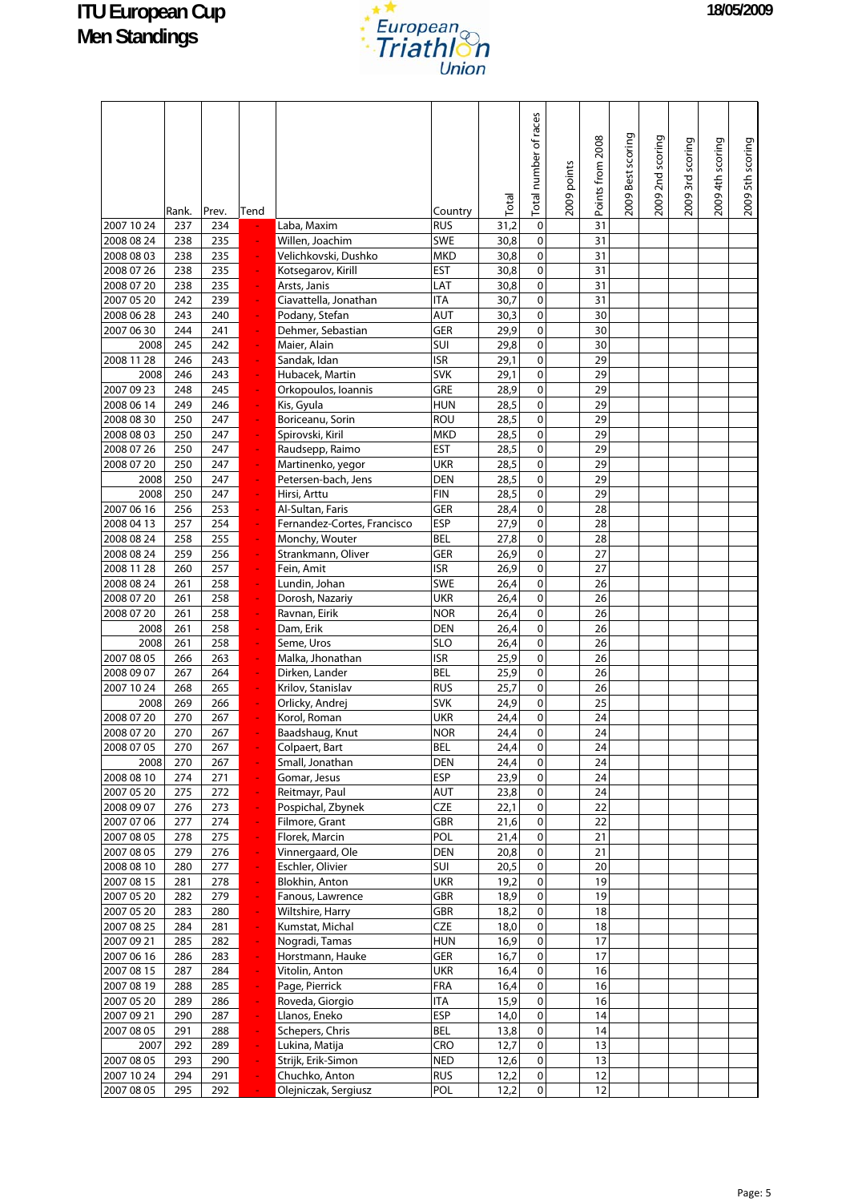# ITU European Cup
# Men Standings

18/05/2009

| | Rank. | Prev. | Tend | | Country | Total | Total number of races | 2009 points | Points from 2008 | 2009 Best scoring | 2009 2nd scoring | 2009 3rd scoring | 2009 4th scoring | 2009 5th scoring |
|---|---|---|---|---|---|---|---|---|---|---|---|---|---|---|
| 2007 10 24 | 237 | 234 | - | Laba, Maxim | RUS | 31,2 | 0 | | 31 | | | | | |
| 2008 08 24 | 238 | 235 | - | Willen, Joachim | SWE | 30,8 | 0 | | 31 | | | | | |
| 2008 08 03 | 238 | 235 | - | Velichkovski, Dushko | MKD | 30,8 | 0 | | 31 | | | | | |
| 2008 07 26 | 238 | 235 | - | Kotsegarov, Kirill | EST | 30,8 | 0 | | 31 | | | | | |
| 2008 07 20 | 238 | 235 | - | Arsts, Janis | LAT | 30,8 | 0 | | 31 | | | | | |
| 2007 05 20 | 242 | 239 | - | Ciavattella, Jonathan | ITA | 30,7 | 0 | | 31 | | | | | |
| 2008 06 28 | 243 | 240 | - | Podany, Stefan | AUT | 30,3 | 0 | | 30 | | | | | |
| 2007 06 30 | 244 | 241 | - | Dehmer, Sebastian | GER | 29,9 | 0 | | 30 | | | | | |
| 2008 | 245 | 242 | - | Maier, Alain | SUI | 29,8 | 0 | | 30 | | | | | |
| 2008 11 28 | 246 | 243 | - | Sandak, Idan | ISR | 29,1 | 0 | | 29 | | | | | |
| 2008 | 246 | 243 | - | Hubacek, Martin | SVK | 29,1 | 0 | | 29 | | | | | |
| 2007 09 23 | 248 | 245 | - | Orkopoulos, Ioannis | GRE | 28,9 | 0 | | 29 | | | | | |
| 2008 06 14 | 249 | 246 | - | Kis, Gyula | HUN | 28,5 | 0 | | 29 | | | | | |
| 2008 08 30 | 250 | 247 | - | Boriceanu, Sorin | ROU | 28,5 | 0 | | 29 | | | | | |
| 2008 08 03 | 250 | 247 | - | Spirovski, Kiril | MKD | 28,5 | 0 | | 29 | | | | | |
| 2008 07 26 | 250 | 247 | - | Raudsepp, Raimo | EST | 28,5 | 0 | | 29 | | | | | |
| 2008 07 20 | 250 | 247 | - | Martinenko, yegor | UKR | 28,5 | 0 | | 29 | | | | | |
| 2008 | 250 | 247 | - | Petersen-bach, Jens | DEN | 28,5 | 0 | | 29 | | | | | |
| 2008 | 250 | 247 | - | Hirsi, Arttu | FIN | 28,5 | 0 | | 29 | | | | | |
| 2007 06 16 | 256 | 253 | - | Al-Sultan, Faris | GER | 28,4 | 0 | | 28 | | | | | |
| 2008 04 13 | 257 | 254 | - | Fernandez-Cortes, Francisco | ESP | 27,9 | 0 | | 28 | | | | | |
| 2008 08 24 | 258 | 255 | - | Monchy, Wouter | BEL | 27,8 | 0 | | 28 | | | | | |
| 2008 08 24 | 259 | 256 | - | Strankmann, Oliver | GER | 26,9 | 0 | | 27 | | | | | |
| 2008 11 28 | 260 | 257 | - | Fein, Amit | ISR | 26,9 | 0 | | 27 | | | | | |
| 2008 08 24 | 261 | 258 | - | Lundin, Johan | SWE | 26,4 | 0 | | 26 | | | | | |
| 2008 07 20 | 261 | 258 | - | Dorosh, Nazariy | UKR | 26,4 | 0 | | 26 | | | | | |
| 2008 07 20 | 261 | 258 | - | Ravnan, Eirik | NOR | 26,4 | 0 | | 26 | | | | | |
| 2008 | 261 | 258 | - | Dam, Erik | DEN | 26,4 | 0 | | 26 | | | | | |
| 2008 | 261 | 258 | - | Seme, Uros | SLO | 26,4 | 0 | | 26 | | | | | |
| 2007 08 05 | 266 | 263 | - | Malka, Jhonathan | ISR | 25,9 | 0 | | 26 | | | | | |
| 2008 09 07 | 267 | 264 | - | Dirken, Lander | BEL | 25,9 | 0 | | 26 | | | | | |
| 2007 10 24 | 268 | 265 | - | Krilov, Stanislav | RUS | 25,7 | 0 | | 26 | | | | | |
| 2008 | 269 | 266 | - | Orlicky, Andrej | SVK | 24,9 | 0 | | 25 | | | | | |
| 2008 07 20 | 270 | 267 | - | Korol, Roman | UKR | 24,4 | 0 | | 24 | | | | | |
| 2008 07 20 | 270 | 267 | - | Baadshaug, Knut | NOR | 24,4 | 0 | | 24 | | | | | |
| 2008 07 05 | 270 | 267 | - | Colpaert, Bart | BEL | 24,4 | 0 | | 24 | | | | | |
| 2008 | 270 | 267 | - | Small, Jonathan | DEN | 24,4 | 0 | | 24 | | | | | |
| 2008 08 10 | 274 | 271 | - | Gomar, Jesus | ESP | 23,9 | 0 | | 24 | | | | | |
| 2007 05 20 | 275 | 272 | - | Reitmayr, Paul | AUT | 23,8 | 0 | | 24 | | | | | |
| 2008 09 07 | 276 | 273 | - | Pospichal, Zbynek | CZE | 22,1 | 0 | | 22 | | | | | |
| 2007 07 06 | 277 | 274 | - | Filmore, Grant | GBR | 21,6 | 0 | | 22 | | | | | |
| 2007 08 05 | 278 | 275 | - | Florek, Marcin | POL | 21,4 | 0 | | 21 | | | | | |
| 2007 08 05 | 279 | 276 | - | Vinnergaard, Ole | DEN | 20,8 | 0 | | 21 | | | | | |
| 2008 08 10 | 280 | 277 | - | Eschler, Olivier | SUI | 20,5 | 0 | | 20 | | | | | |
| 2007 08 15 | 281 | 278 | - | Blokhin, Anton | UKR | 19,2 | 0 | | 19 | | | | | |
| 2007 05 20 | 282 | 279 | - | Fanous, Lawrence | GBR | 18,9 | 0 | | 19 | | | | | |
| 2007 05 20 | 283 | 280 | - | Wiltshire, Harry | GBR | 18,2 | 0 | | 18 | | | | | |
| 2007 08 25 | 284 | 281 | - | Kumstat, Michal | CZE | 18,0 | 0 | | 18 | | | | | |
| 2007 09 21 | 285 | 282 | - | Nogradi, Tamas | HUN | 16,9 | 0 | | 17 | | | | | |
| 2007 06 16 | 286 | 283 | - | Horstmann, Hauke | GER | 16,7 | 0 | | 17 | | | | | |
| 2007 08 15 | 287 | 284 | - | Vitolin, Anton | UKR | 16,4 | 0 | | 16 | | | | | |
| 2007 08 19 | 288 | 285 | - | Page, Pierrick | FRA | 16,4 | 0 | | 16 | | | | | |
| 2007 05 20 | 289 | 286 | - | Roveda, Giorgio | ITA | 15,9 | 0 | | 16 | | | | | |
| 2007 09 21 | 290 | 287 | - | Llanos, Eneko | ESP | 14,0 | 0 | | 14 | | | | | |
| 2007 08 05 | 291 | 288 | - | Schepers, Chris | BEL | 13,8 | 0 | | 14 | | | | | |
| 2007 | 292 | 289 | - | Lukina, Matija | CRO | 12,7 | 0 | | 13 | | | | | |
| 2007 08 05 | 293 | 290 | - | Strijk, Erik-Simon | NED | 12,6 | 0 | | 13 | | | | | |
| 2007 10 24 | 294 | 291 | - | Chuchko, Anton | RUS | 12,2 | 0 | | 12 | | | | | |
| 2007 08 05 | 295 | 292 | - | Olejniczak, Sergiusz | POL | 12,2 | 0 | | 12 | | | | | |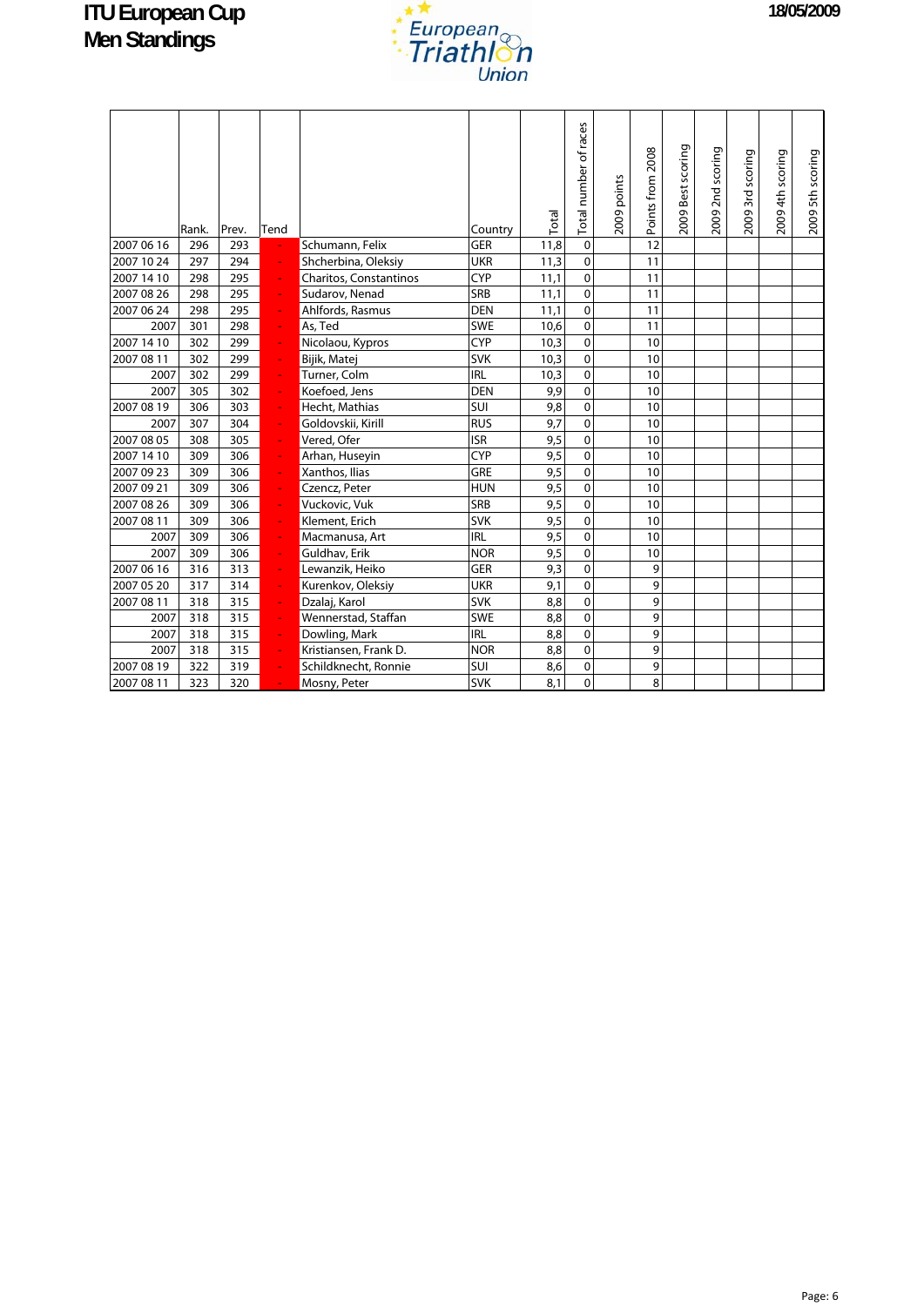# ITU European Cup
# Men Standings

European Triathlon Union

18/05/2009

| | Rank. | Prev. | Tend | | Country | Total | Total number of races | 2009 points | Points from 2008 | 2009 Best scoring | 2009 2nd scoring | 2009 3rd scoring | 2009 4th scoring | 2009 5th scoring |
|---|---|---|---|---|---|---|---|---|---|---|---|---|---|---|
| 2007 06 16 | 296 | 293 | - | Schumann, Felix | GER | 11,8 | 0 | | 12 | | | | | |
| 2007 10 24 | 297 | 294 | - | Shcherbina, Oleksiy | UKR | 11,3 | 0 | | 11 | | | | | |
| 2007 14 10 | 298 | 295 | - | Charitos, Constantinos | CYP | 11,1 | 0 | | 11 | | | | | |
| 2007 08 26 | 298 | 295 | - | Sudarov, Nenad | SRB | 11,1 | 0 | | 11 | | | | | |
| 2007 06 24 | 298 | 295 | - | Ahlfords, Rasmus | DEN | 11,1 | 0 | | 11 | | | | | |
| 2007 | 301 | 298 | - | As, Ted | SWE | 10,6 | 0 | | 11 | | | | | |
| 2007 14 10 | 302 | 299 | - | Nicolaou, Kypros | CYP | 10,3 | 0 | | 10 | | | | | |
| 2007 08 11 | 302 | 299 | - | Bijik, Matej | SVK | 10,3 | 0 | | 10 | | | | | |
| 2007 | 302 | 299 | - | Turner, Colm | IRL | 10,3 | 0 | | 10 | | | | | |
| 2007 | 305 | 302 | - | Koefoed, Jens | DEN | 9,9 | 0 | | 10 | | | | | |
| 2007 08 19 | 306 | 303 | - | Hecht, Mathias | SUI | 9,8 | 0 | | 10 | | | | | |
| 2007 | 307 | 304 | - | Goldovskii, Kirill | RUS | 9,7 | 0 | | 10 | | | | | |
| 2007 08 05 | 308 | 305 | - | Vered, Ofer | ISR | 9,5 | 0 | | 10 | | | | | |
| 2007 14 10 | 309 | 306 | - | Arhan, Huseyin | CYP | 9,5 | 0 | | 10 | | | | | |
| 2007 09 23 | 309 | 306 | - | Xanthos, Ilias | GRE | 9,5 | 0 | | 10 | | | | | |
| 2007 09 21 | 309 | 306 | - | Czencz, Peter | HUN | 9,5 | 0 | | 10 | | | | | |
| 2007 08 26 | 309 | 306 | - | Vuckovic, Vuk | SRB | 9,5 | 0 | | 10 | | | | | |
| 2007 08 11 | 309 | 306 | - | Klement, Erich | SVK | 9,5 | 0 | | 10 | | | | | |
| 2007 | 309 | 306 | - | Macmanusa, Art | IRL | 9,5 | 0 | | 10 | | | | | |
| 2007 | 309 | 306 | - | Guldhav, Erik | NOR | 9,5 | 0 | | 10 | | | | | |
| 2007 06 16 | 316 | 313 | - | Lewanzik, Heiko | GER | 9,3 | 0 | | 9 | | | | | |
| 2007 05 20 | 317 | 314 | - | Kurenkov, Oleksiy | UKR | 9,1 | 0 | | 9 | | | | | |
| 2007 08 11 | 318 | 315 | - | Dzalaj, Karol | SVK | 8,8 | 0 | | 9 | | | | | |
| 2007 | 318 | 315 | - | Wennerstad, Staffan | SWE | 8,8 | 0 | | 9 | | | | | |
| 2007 | 318 | 315 | - | Dowling, Mark | IRL | 8,8 | 0 | | 9 | | | | | |
| 2007 | 318 | 315 | - | Kristiansen, Frank D. | NOR | 8,8 | 0 | | 9 | | | | | |
| 2007 08 19 | 322 | 319 | - | Schildknecht, Ronnie | SUI | 8,6 | 0 | | 9 | | | | | |
| 2007 08 11 | 323 | 320 | - | Mosny, Peter | SVK | 8,1 | 0 | | 8 | | | | | |